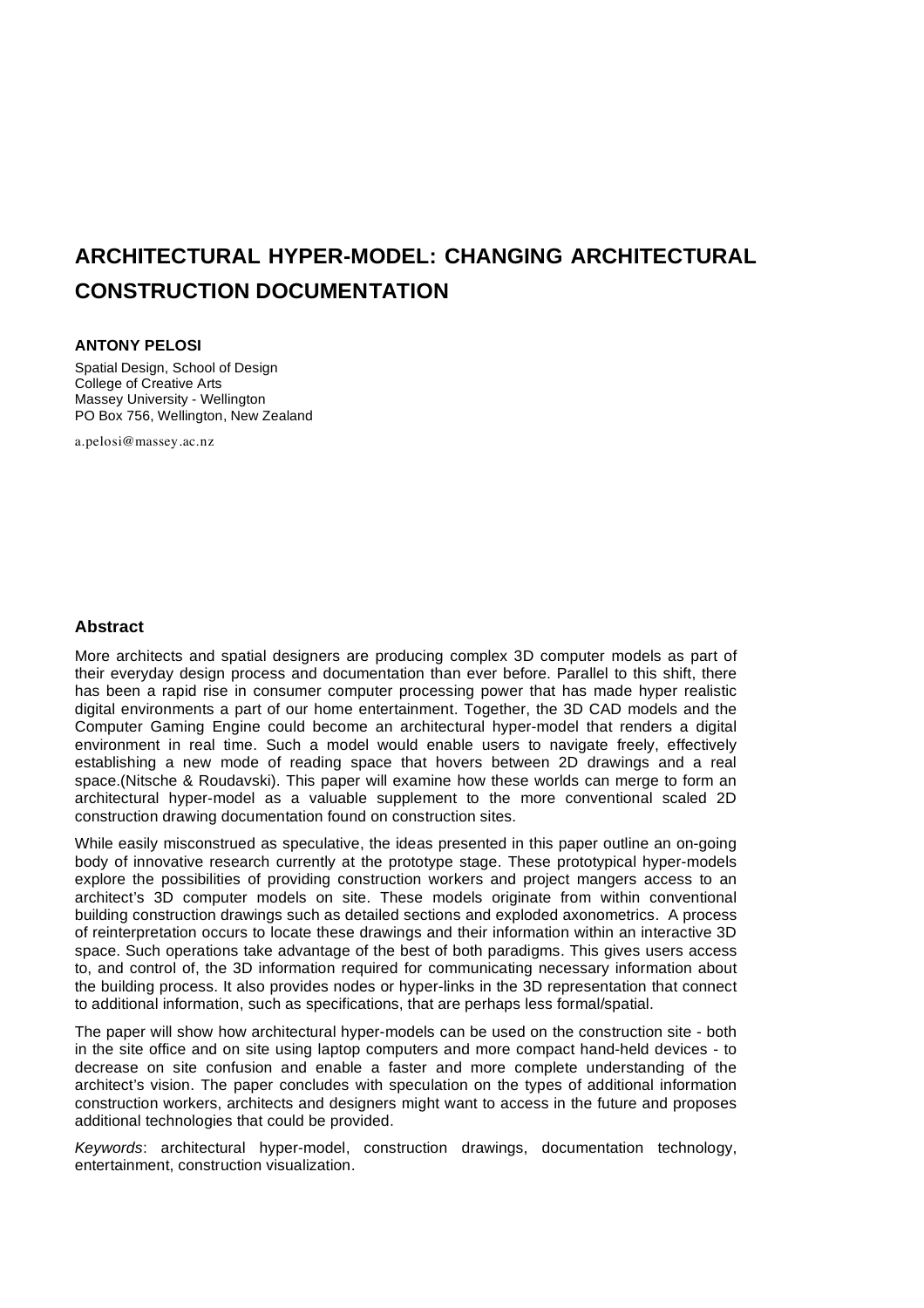# ARCHITECTURAL HYPER-MODEL: CHANGING ARCHITECTURAL CONSTRUCTION DOCUMENTATION

**ANTONY PELOSI**

Spatial Design, School of Design
College of Creative Arts
Massey University - Wellington
PO Box 756, Wellington, New Zealand

a.pelosi@massey.ac.nz

## Abstract

More architects and spatial designers are producing complex 3D computer models as part of their everyday design process and documentation than ever before. Parallel to this shift, there has been a rapid rise in consumer computer processing power that has made hyper realistic digital environments a part of our home entertainment. Together, the 3D CAD models and the Computer Gaming Engine could become an architectural hyper-model that renders a digital environment in real time. Such a model would enable users to navigate freely, effectively establishing a new mode of reading space that hovers between 2D drawings and a real space.(Nitsche & Roudavski). This paper will examine how these worlds can merge to form an architectural hyper-model as a valuable supplement to the more conventional scaled 2D construction drawing documentation found on construction sites.

While easily misconstrued as speculative, the ideas presented in this paper outline an on-going body of innovative research currently at the prototype stage. These prototypical hyper-models explore the possibilities of providing construction workers and project mangers access to an architect's 3D computer models on site. These models originate from within conventional building construction drawings such as detailed sections and exploded axonometrics. A process of reinterpretation occurs to locate these drawings and their information within an interactive 3D space. Such operations take advantage of the best of both paradigms. This gives users access to, and control of, the 3D information required for communicating necessary information about the building process. It also provides nodes or hyper-links in the 3D representation that connect to additional information, such as specifications, that are perhaps less formal/spatial.

The paper will show how architectural hyper-models can be used on the construction site - both in the site office and on site using laptop computers and more compact hand-held devices - to decrease on site confusion and enable a faster and more complete understanding of the architect's vision. The paper concludes with speculation on the types of additional information construction workers, architects and designers might want to access in the future and proposes additional technologies that could be provided.

*Keywords*: architectural hyper-model, construction drawings, documentation technology, entertainment, construction visualization.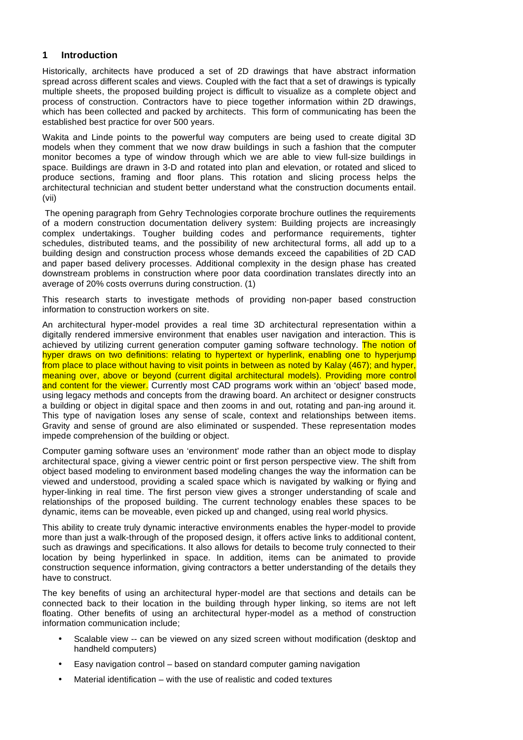# 1 Introduction

Historically, architects have produced a set of 2D drawings that have abstract information spread across different scales and views. Coupled with the fact that a set of drawings is typically multiple sheets, the proposed building project is difficult to visualize as a complete object and process of construction. Contractors have to piece together information within 2D drawings, which has been collected and packed by architects. This form of communicating has been the established best practice for over 500 years.

Wakita and Linde points to the powerful way computers are being used to create digital 3D models when they comment that we now draw buildings in such a fashion that the computer monitor becomes a type of window through which we are able to view full-size buildings in space. Buildings are drawn in 3-D and rotated into plan and elevation, or rotated and sliced to produce sections, framing and floor plans. This rotation and slicing process helps the architectural technician and student better understand what the construction documents entail. (vii)

The opening paragraph from Gehry Technologies corporate brochure outlines the requirements of a modern construction documentation delivery system: Building projects are increasingly complex undertakings. Tougher building codes and performance requirements, tighter schedules, distributed teams, and the possibility of new architectural forms, all add up to a building design and construction process whose demands exceed the capabilities of 2D CAD and paper based delivery processes. Additional complexity in the design phase has created downstream problems in construction where poor data coordination translates directly into an average of 20% costs overruns during construction. (1)

This research starts to investigate methods of providing non-paper based construction information to construction workers on site.

An architectural hyper-model provides a real time 3D architectural representation within a digitally rendered immersive environment that enables user navigation and interaction. This is achieved by utilizing current generation computer gaming software technology. The notion of hyper draws on two definitions: relating to hypertext or hyperlink, enabling one to hyperjump from place to place without having to visit points in between as noted by Kalay (467); and hyper, meaning over, above or beyond (current digital architectural models). Providing more control and content for the viewer. Currently most CAD programs work within an 'object' based mode, using legacy methods and concepts from the drawing board. An architect or designer constructs a building or object in digital space and then zooms in and out, rotating and pan-ing around it. This type of navigation loses any sense of scale, context and relationships between items. Gravity and sense of ground are also eliminated or suspended. These representation modes impede comprehension of the building or object.

Computer gaming software uses an 'environment' mode rather than an object mode to display architectural space, giving a viewer centric point or first person perspective view. The shift from object based modeling to environment based modeling changes the way the information can be viewed and understood, providing a scaled space which is navigated by walking or flying and hyper-linking in real time. The first person view gives a stronger understanding of scale and relationships of the proposed building. The current technology enables these spaces to be dynamic, items can be moveable, even picked up and changed, using real world physics.

This ability to create truly dynamic interactive environments enables the hyper-model to provide more than just a walk-through of the proposed design, it offers active links to additional content, such as drawings and specifications. It also allows for details to become truly connected to their location by being hyperlinked in space. In addition, items can be animated to provide construction sequence information, giving contractors a better understanding of the details they have to construct.

The key benefits of using an architectural hyper-model are that sections and details can be connected back to their location in the building through hyper linking, so items are not left floating. Other benefits of using an architectural hyper-model as a method of construction information communication include;

- Scalable view -- can be viewed on any sized screen without modification (desktop and handheld computers)
- Easy navigation control – based on standard computer gaming navigation
- Material identification – with the use of realistic and coded textures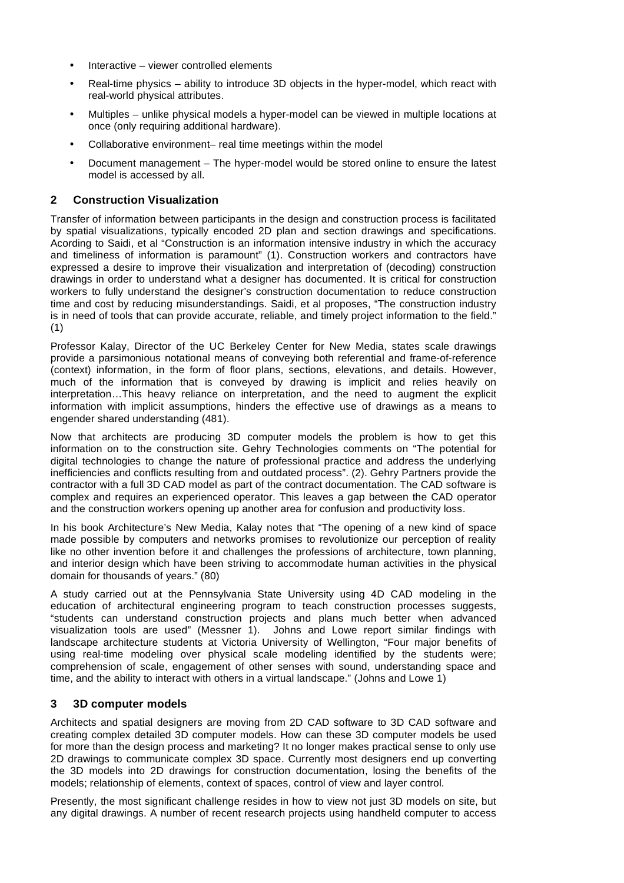- Interactive – viewer controlled elements
- Real-time physics – ability to introduce 3D objects in the hyper-model, which react with real-world physical attributes.
- Multiples – unlike physical models a hyper-model can be viewed in multiple locations at once (only requiring additional hardware).
- Collaborative environment– real time meetings within the model
- Document management – The hyper-model would be stored online to ensure the latest model is accessed by all.

## 2 Construction Visualization

Transfer of information between participants in the design and construction process is facilitated by spatial visualizations, typically encoded 2D plan and section drawings and specifications. Acording to Saidi, et al "Construction is an information intensive industry in which the accuracy and timeliness of information is paramount" (1). Construction workers and contractors have expressed a desire to improve their visualization and interpretation of (decoding) construction drawings in order to understand what a designer has documented. It is critical for construction workers to fully understand the designer's construction documentation to reduce construction time and cost by reducing misunderstandings. Saidi, et al proposes, "The construction industry is in need of tools that can provide accurate, reliable, and timely project information to the field." (1)

Professor Kalay, Director of the UC Berkeley Center for New Media, states scale drawings provide a parsimonious notational means of conveying both referential and frame-of-reference (context) information, in the form of floor plans, sections, elevations, and details. However, much of the information that is conveyed by drawing is implicit and relies heavily on interpretation…This heavy reliance on interpretation, and the need to augment the explicit information with implicit assumptions, hinders the effective use of drawings as a means to engender shared understanding (481).

Now that architects are producing 3D computer models the problem is how to get this information on to the construction site. Gehry Technologies comments on "The potential for digital technologies to change the nature of professional practice and address the underlying inefficiencies and conflicts resulting from and outdated process". (2). Gehry Partners provide the contractor with a full 3D CAD model as part of the contract documentation. The CAD software is complex and requires an experienced operator. This leaves a gap between the CAD operator and the construction workers opening up another area for confusion and productivity loss.

In his book Architecture's New Media, Kalay notes that "The opening of a new kind of space made possible by computers and networks promises to revolutionize our perception of reality like no other invention before it and challenges the professions of architecture, town planning, and interior design which have been striving to accommodate human activities in the physical domain for thousands of years." (80)

A study carried out at the Pennsylvania State University using 4D CAD modeling in the education of architectural engineering program to teach construction processes suggests, "students can understand construction projects and plans much better when advanced visualization tools are used" (Messner 1). Johns and Lowe report similar findings with landscape architecture students at Victoria University of Wellington, "Four major benefits of using real-time modeling over physical scale modeling identified by the students were; comprehension of scale, engagement of other senses with sound, understanding space and time, and the ability to interact with others in a virtual landscape." (Johns and Lowe 1)

## 3 3D computer models

Architects and spatial designers are moving from 2D CAD software to 3D CAD software and creating complex detailed 3D computer models. How can these 3D computer models be used for more than the design process and marketing? It no longer makes practical sense to only use 2D drawings to communicate complex 3D space. Currently most designers end up converting the 3D models into 2D drawings for construction documentation, losing the benefits of the models; relationship of elements, context of spaces, control of view and layer control.

Presently, the most significant challenge resides in how to view not just 3D models on site, but any digital drawings. A number of recent research projects using handheld computer to access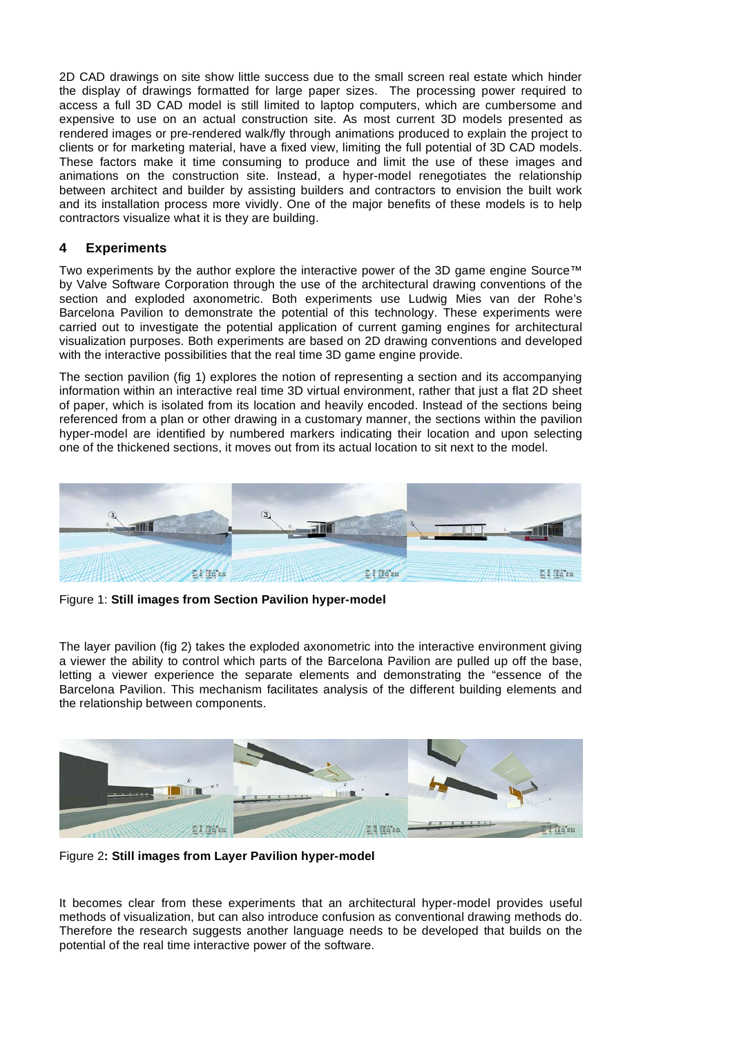2D CAD drawings on site show little success due to the small screen real estate which hinder the display of drawings formatted for large paper sizes. The processing power required to access a full 3D CAD model is still limited to laptop computers, which are cumbersome and expensive to use on an actual construction site. As most current 3D models presented as rendered images or pre-rendered walk/fly through animations produced to explain the project to clients or for marketing material, have a fixed view, limiting the full potential of 3D CAD models. These factors make it time consuming to produce and limit the use of these images and animations on the construction site. Instead, a hyper-model renegotiates the relationship between architect and builder by assisting builders and contractors to envision the built work and its installation process more vividly. One of the major benefits of these models is to help contractors visualize what it is they are building.

## 4 Experiments

Two experiments by the author explore the interactive power of the 3D game engine Source™ by Valve Software Corporation through the use of the architectural drawing conventions of the section and exploded axonometric. Both experiments use Ludwig Mies van der Rohe's Barcelona Pavilion to demonstrate the potential of this technology. These experiments were carried out to investigate the potential application of current gaming engines for architectural visualization purposes. Both experiments are based on 2D drawing conventions and developed with the interactive possibilities that the real time 3D game engine provide.

The section pavilion (fig 1) explores the notion of representing a section and its accompanying information within an interactive real time 3D virtual environment, rather that just a flat 2D sheet of paper, which is isolated from its location and heavily encoded. Instead of the sections being referenced from a plan or other drawing in a customary manner, the sections within the pavilion hyper-model are identified by numbered markers indicating their location and upon selecting one of the thickened sections, it moves out from its actual location to sit next to the model.

Figure 1: **Still images from Section Pavilion hyper-model**

The layer pavilion (fig 2) takes the exploded axonometric into the interactive environment giving a viewer the ability to control which parts of the Barcelona Pavilion are pulled up off the base, letting a viewer experience the separate elements and demonstrating the "essence of the Barcelona Pavilion. This mechanism facilitates analysis of the different building elements and the relationship between components.

Figure 2**: Still images from Layer Pavilion hyper-model**

It becomes clear from these experiments that an architectural hyper-model provides useful methods of visualization, but can also introduce confusion as conventional drawing methods do. Therefore the research suggests another language needs to be developed that builds on the potential of the real time interactive power of the software.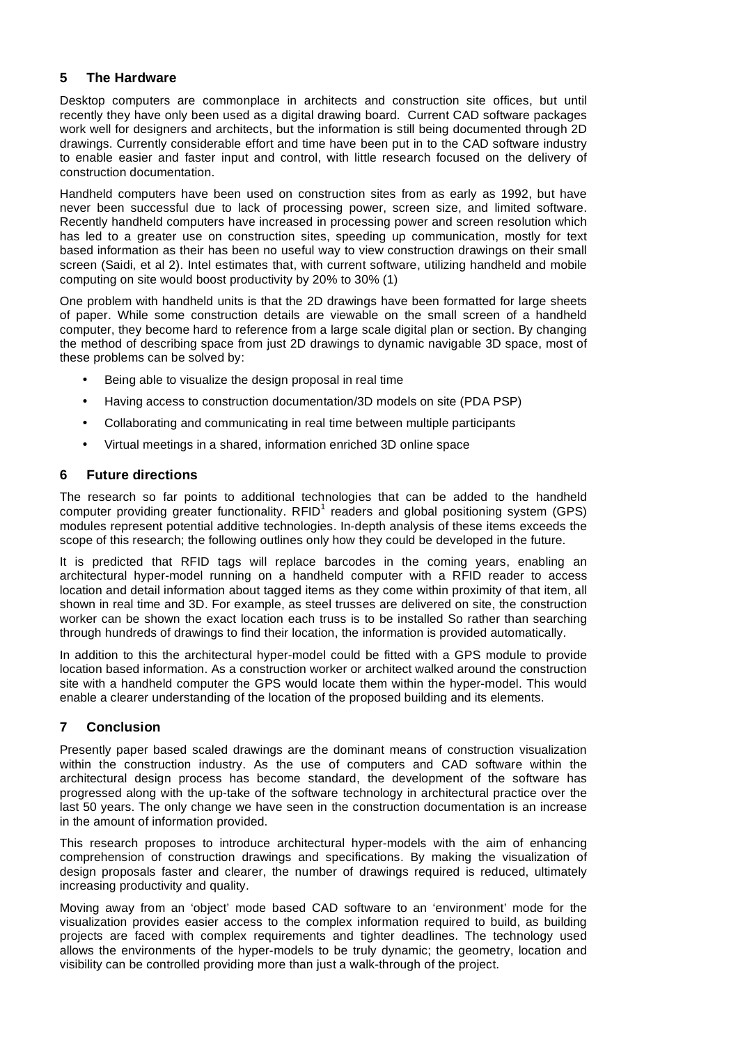## 5 The Hardware

Desktop computers are commonplace in architects and construction site offices, but until recently they have only been used as a digital drawing board. Current CAD software packages work well for designers and architects, but the information is still being documented through 2D drawings. Currently considerable effort and time have been put in to the CAD software industry to enable easier and faster input and control, with little research focused on the delivery of construction documentation.

Handheld computers have been used on construction sites from as early as 1992, but have never been successful due to lack of processing power, screen size, and limited software. Recently handheld computers have increased in processing power and screen resolution which has led to a greater use on construction sites, speeding up communication, mostly for text based information as their has been no useful way to view construction drawings on their small screen (Saidi, et al 2). Intel estimates that, with current software, utilizing handheld and mobile computing on site would boost productivity by 20% to 30% (1)

One problem with handheld units is that the 2D drawings have been formatted for large sheets of paper. While some construction details are viewable on the small screen of a handheld computer, they become hard to reference from a large scale digital plan or section. By changing the method of describing space from just 2D drawings to dynamic navigable 3D space, most of these problems can be solved by:

- Being able to visualize the design proposal in real time
- Having access to construction documentation/3D models on site (PDA PSP)
- Collaborating and communicating in real time between multiple participants
- Virtual meetings in a shared, information enriched 3D online space

## 6 Future directions

The research so far points to additional technologies that can be added to the handheld computer providing greater functionality. RFID[1] readers and global positioning system (GPS) modules represent potential additive technologies. In-depth analysis of these items exceeds the scope of this research; the following outlines only how they could be developed in the future.

It is predicted that RFID tags will replace barcodes in the coming years, enabling an architectural hyper-model running on a handheld computer with a RFID reader to access location and detail information about tagged items as they come within proximity of that item, all shown in real time and 3D. For example, as steel trusses are delivered on site, the construction worker can be shown the exact location each truss is to be installed So rather than searching through hundreds of drawings to find their location, the information is provided automatically.

In addition to this the architectural hyper-model could be fitted with a GPS module to provide location based information. As a construction worker or architect walked around the construction site with a handheld computer the GPS would locate them within the hyper-model. This would enable a clearer understanding of the location of the proposed building and its elements.

## 7 Conclusion

Presently paper based scaled drawings are the dominant means of construction visualization within the construction industry. As the use of computers and CAD software within the architectural design process has become standard, the development of the software has progressed along with the up-take of the software technology in architectural practice over the last 50 years. The only change we have seen in the construction documentation is an increase in the amount of information provided.

This research proposes to introduce architectural hyper-models with the aim of enhancing comprehension of construction drawings and specifications. By making the visualization of design proposals faster and clearer, the number of drawings required is reduced, ultimately increasing productivity and quality.

Moving away from an 'object' mode based CAD software to an 'environment' mode for the visualization provides easier access to the complex information required to build, as building projects are faced with complex requirements and tighter deadlines. The technology used allows the environments of the hyper-models to be truly dynamic; the geometry, location and visibility can be controlled providing more than just a walk-through of the project.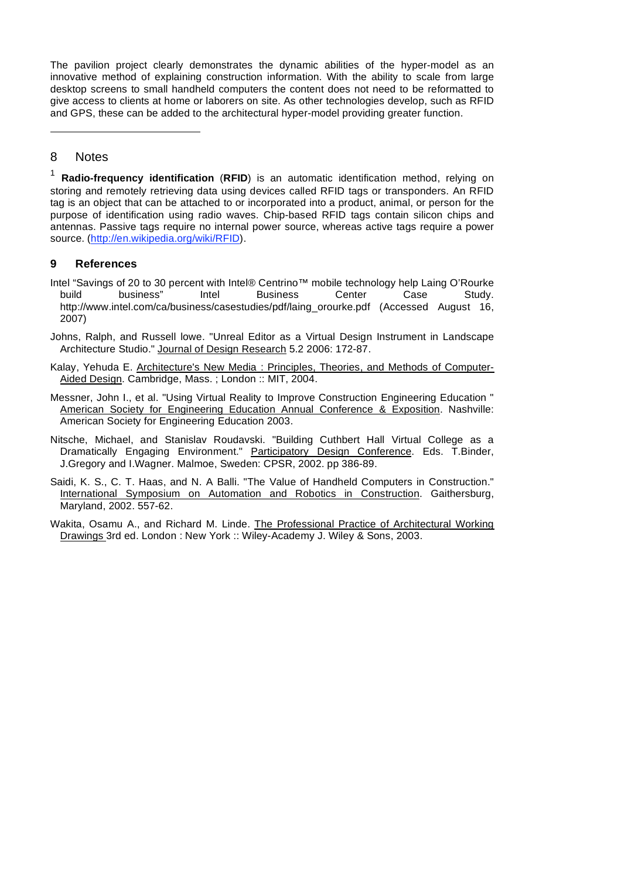The pavilion project clearly demonstrates the dynamic abilities of the hyper-model as an innovative method of explaining construction information. With the ability to scale from large desktop screens to small handheld computers the content does not need to be reformatted to give access to clients at home or laborers on site. As other technologies develop, such as RFID and GPS, these can be added to the architectural hyper-model providing greater function.

---

## 8 Notes

[1] **Radio-frequency identification** (**RFID**) is an automatic identification method, relying on storing and remotely retrieving data using devices called RFID tags or transponders. An RFID tag is an object that can be attached to or incorporated into a product, animal, or person for the purpose of identification using radio waves. Chip-based RFID tags contain silicon chips and antennas. Passive tags require no internal power source, whereas active tags require a power source. (http://en.wikipedia.org/wiki/RFID).

## 9 References

Intel "Savings of 20 to 30 percent with Intel® Centrino™ mobile technology help Laing O'Rourke build business" Intel Business Center Case Study. http://www.intel.com/ca/business/casestudies/pdf/laing_orourke.pdf (Accessed August 16, 2007)

Johns, Ralph, and Russell lowe. "Unreal Editor as a Virtual Design Instrument in Landscape Architecture Studio." Journal of Design Research 5.2 2006: 172-87.

Kalay, Yehuda E. Architecture's New Media : Principles, Theories, and Methods of Computer-Aided Design. Cambridge, Mass. ; London :: MIT, 2004.

Messner, John I., et al. "Using Virtual Reality to Improve Construction Engineering Education " American Society for Engineering Education Annual Conference & Exposition. Nashville: American Society for Engineering Education 2003.

Nitsche, Michael, and Stanislav Roudavski. "Building Cuthbert Hall Virtual College as a Dramatically Engaging Environment." Participatory Design Conference. Eds. T.Binder, J.Gregory and I.Wagner. Malmoe, Sweden: CPSR, 2002. pp 386-89.

Saidi, K. S., C. T. Haas, and N. A Balli. "The Value of Handheld Computers in Construction." International Symposium on Automation and Robotics in Construction. Gaithersburg, Maryland, 2002. 557-62.

Wakita, Osamu A., and Richard M. Linde. The Professional Practice of Architectural Working Drawings 3rd ed. London : New York :: Wiley-Academy J. Wiley & Sons, 2003.